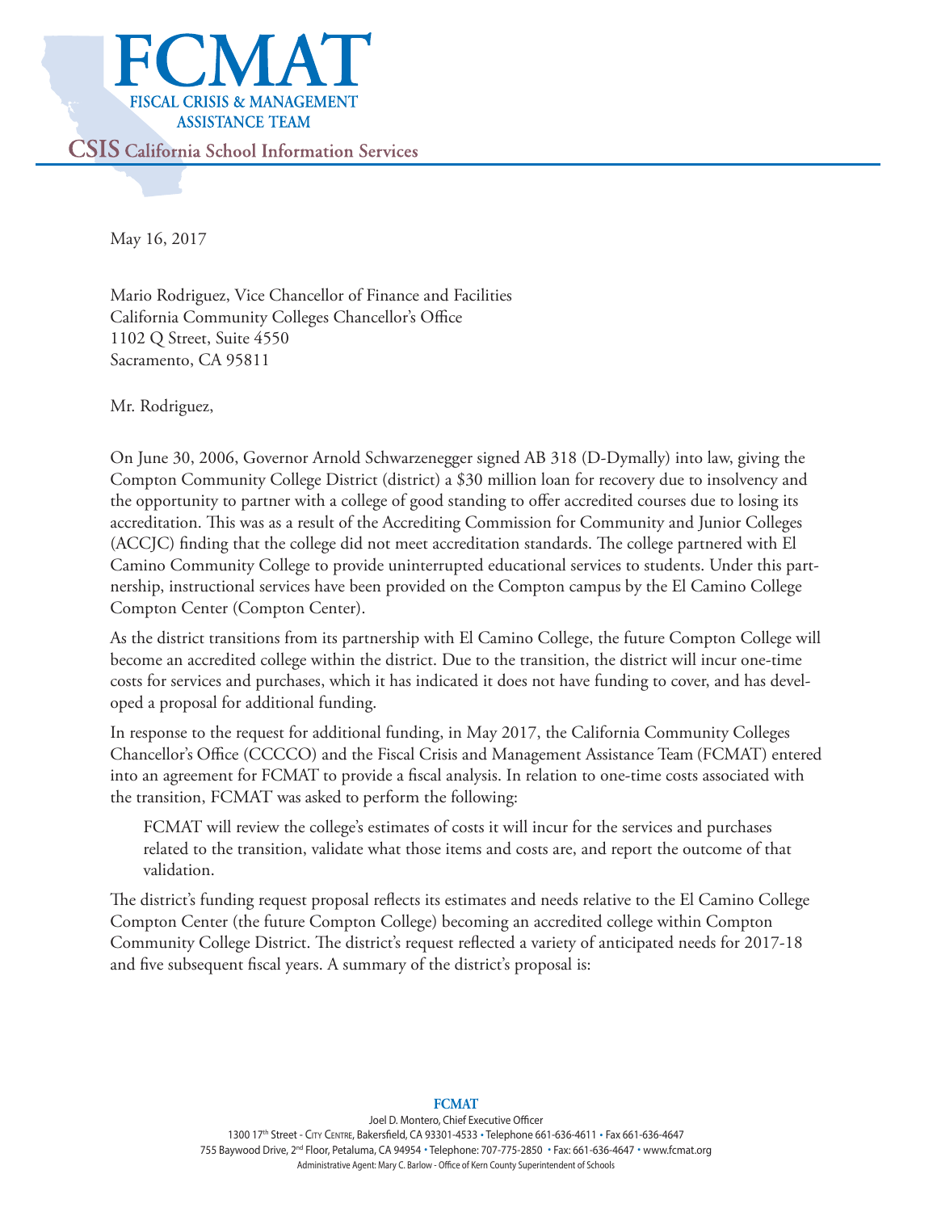# FCMAT

FISCAL CRISIS & MANAGEMENT ASSISTANCE TEAM

**CSIS** California School Information Services

May 16, 2017

Mario Rodriguez, Vice Chancellor of Finance and Facilities
California Community Colleges Chancellor's Office
1102 Q Street, Suite 4550
Sacramento, CA 95811

Mr. Rodriguez,

On June 30, 2006, Governor Arnold Schwarzenegger signed AB 318 (D-Dymally) into law, giving the Compton Community College District (district) a $30 million loan for recovery due to insolvency and the opportunity to partner with a college of good standing to offer accredited courses due to losing its accreditation. This was as a result of the Accrediting Commission for Community and Junior Colleges (ACCJC) finding that the college did not meet accreditation standards. The college partnered with El Camino Community College to provide uninterrupted educational services to students. Under this partnership, instructional services have been provided on the Compton campus by the El Camino College Compton Center (Compton Center).

As the district transitions from its partnership with El Camino College, the future Compton College will become an accredited college within the district. Due to the transition, the district will incur one-time costs for services and purchases, which it has indicated it does not have funding to cover, and has developed a proposal for additional funding.

In response to the request for additional funding, in May 2017, the California Community Colleges Chancellor's Office (CCCCO) and the Fiscal Crisis and Management Assistance Team (FCMAT) entered into an agreement for FCMAT to provide a fiscal analysis. In relation to one-time costs associated with the transition, FCMAT was asked to perform the following:

> FCMAT will review the college's estimates of costs it will incur for the services and purchases related to the transition, validate what those items and costs are, and report the outcome of that validation.

The district's funding request proposal reflects its estimates and needs relative to the El Camino College Compton Center (the future Compton College) becoming an accredited college within Compton Community College District. The district's request reflected a variety of anticipated needs for 2017-18 and five subsequent fiscal years. A summary of the district's proposal is:

**FCMAT**
Joel D. Montero, Chief Executive Officer
1300 17th Street - City Centre, Bakersfield, CA 93301-4533 • Telephone 661-636-4611 • Fax 661-636-4647
755 Baywood Drive, 2nd Floor, Petaluma, CA 94954 • Telephone: 707-775-2850 • Fax: 661-636-4647 • www.fcmat.org
Administrative Agent: Mary C. Barlow - Office of Kern County Superintendent of Schools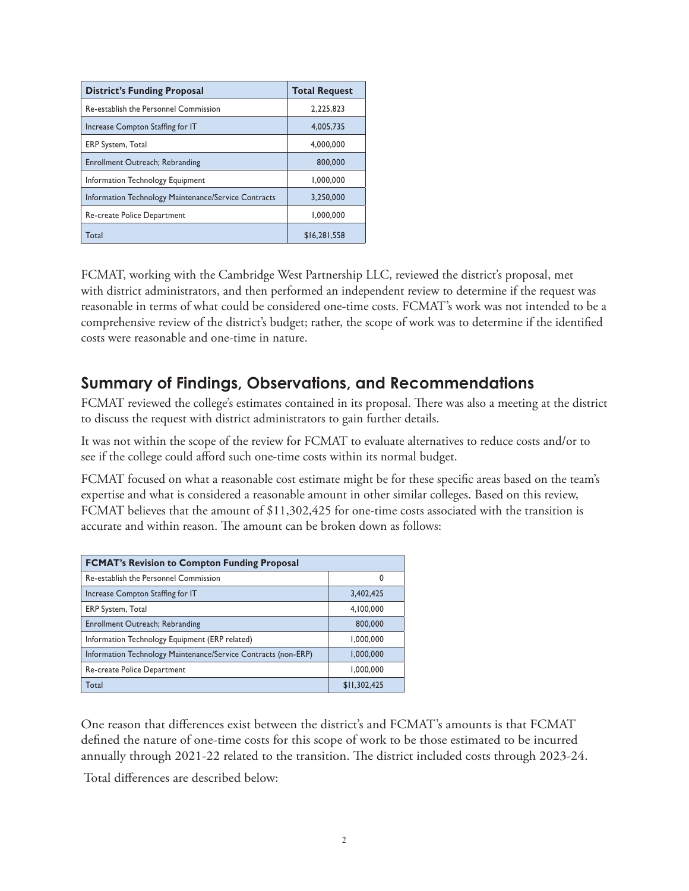| District's Funding Proposal | Total Request |
|---|---|
| Re-establish the Personnel Commission | 2,225,823 |
| Increase Compton Staffing for IT | 4,005,735 |
| ERP System, Total | 4,000,000 |
| Enrollment Outreach; Rebranding | 800,000 |
| Information Technology Equipment | 1,000,000 |
| Information Technology Maintenance/Service Contracts | 3,250,000 |
| Re-create Police Department | 1,000,000 |
| Total | $16,281,558 |

FCMAT, working with the Cambridge West Partnership LLC, reviewed the district's proposal, met with district administrators, and then performed an independent review to determine if the request was reasonable in terms of what could be considered one-time costs. FCMAT's work was not intended to be a comprehensive review of the district's budget; rather, the scope of work was to determine if the identified costs were reasonable and one-time in nature.

## Summary of Findings, Observations, and Recommendations

FCMAT reviewed the college's estimates contained in its proposal. There was also a meeting at the district to discuss the request with district administrators to gain further details.

It was not within the scope of the review for FCMAT to evaluate alternatives to reduce costs and/or to see if the college could afford such one-time costs within its normal budget.

FCMAT focused on what a reasonable cost estimate might be for these specific areas based on the team's expertise and what is considered a reasonable amount in other similar colleges. Based on this review, FCMAT believes that the amount of $11,302,425 for one-time costs associated with the transition is accurate and within reason. The amount can be broken down as follows:

| FCMAT's Revision to Compton Funding Proposal | |
|---|---|
| Re-establish the Personnel Commission | 0 |
| Increase Compton Staffing for IT | 3,402,425 |
| ERP System, Total | 4,100,000 |
| Enrollment Outreach; Rebranding | 800,000 |
| Information Technology Equipment (ERP related) | 1,000,000 |
| Information Technology Maintenance/Service Contracts (non-ERP) | 1,000,000 |
| Re-create Police Department | 1,000,000 |
| Total | $11,302,425 |

One reason that differences exist between the district's and FCMAT's amounts is that FCMAT defined the nature of one-time costs for this scope of work to be those estimated to be incurred annually through 2021-22 related to the transition. The district included costs through 2023-24.

Total differences are described below: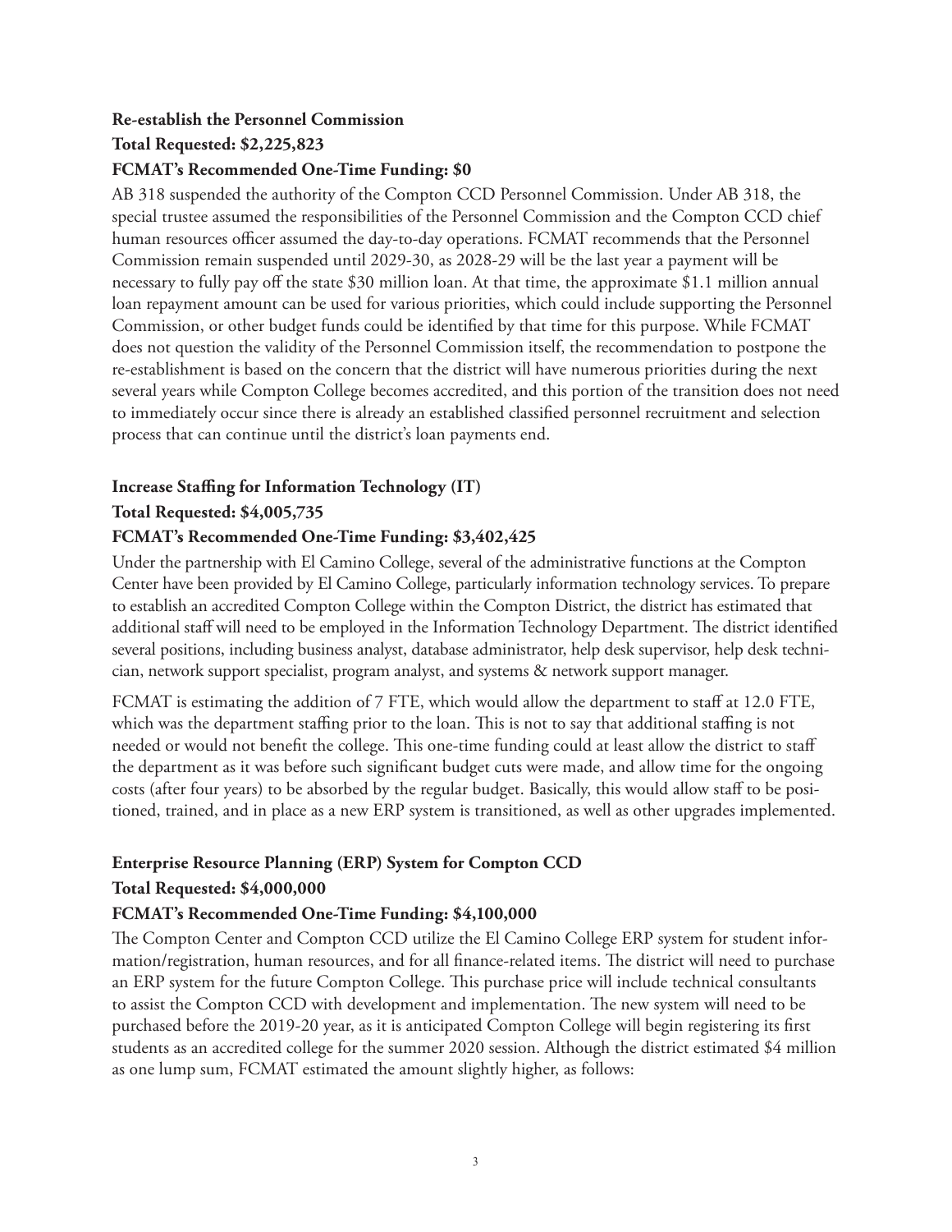**Re-establish the Personnel Commission**

**Total Requested: $2,225,823**

**FCMAT's Recommended One-Time Funding: $0**

AB 318 suspended the authority of the Compton CCD Personnel Commission. Under AB 318, the special trustee assumed the responsibilities of the Personnel Commission and the Compton CCD chief human resources officer assumed the day-to-day operations. FCMAT recommends that the Personnel Commission remain suspended until 2029-30, as 2028-29 will be the last year a payment will be necessary to fully pay off the state $30 million loan. At that time, the approximate $1.1 million annual loan repayment amount can be used for various priorities, which could include supporting the Personnel Commission, or other budget funds could be identified by that time for this purpose. While FCMAT does not question the validity of the Personnel Commission itself, the recommendation to postpone the re-establishment is based on the concern that the district will have numerous priorities during the next several years while Compton College becomes accredited, and this portion of the transition does not need to immediately occur since there is already an established classified personnel recruitment and selection process that can continue until the district's loan payments end.

**Increase Staffing for Information Technology (IT)**

**Total Requested: $4,005,735**

**FCMAT's Recommended One-Time Funding: $3,402,425**

Under the partnership with El Camino College, several of the administrative functions at the Compton Center have been provided by El Camino College, particularly information technology services. To prepare to establish an accredited Compton College within the Compton District, the district has estimated that additional staff will need to be employed in the Information Technology Department. The district identified several positions, including business analyst, database administrator, help desk supervisor, help desk technician, network support specialist, program analyst, and systems & network support manager.

FCMAT is estimating the addition of 7 FTE, which would allow the department to staff at 12.0 FTE, which was the department staffing prior to the loan. This is not to say that additional staffing is not needed or would not benefit the college. This one-time funding could at least allow the district to staff the department as it was before such significant budget cuts were made, and allow time for the ongoing costs (after four years) to be absorbed by the regular budget. Basically, this would allow staff to be positioned, trained, and in place as a new ERP system is transitioned, as well as other upgrades implemented.

**Enterprise Resource Planning (ERP) System for Compton CCD**

**Total Requested: $4,000,000**

**FCMAT's Recommended One-Time Funding: $4,100,000**

The Compton Center and Compton CCD utilize the El Camino College ERP system for student information/registration, human resources, and for all finance-related items. The district will need to purchase an ERP system for the future Compton College. This purchase price will include technical consultants to assist the Compton CCD with development and implementation. The new system will need to be purchased before the 2019-20 year, as it is anticipated Compton College will begin registering its first students as an accredited college for the summer 2020 session. Although the district estimated $4 million as one lump sum, FCMAT estimated the amount slightly higher, as follows: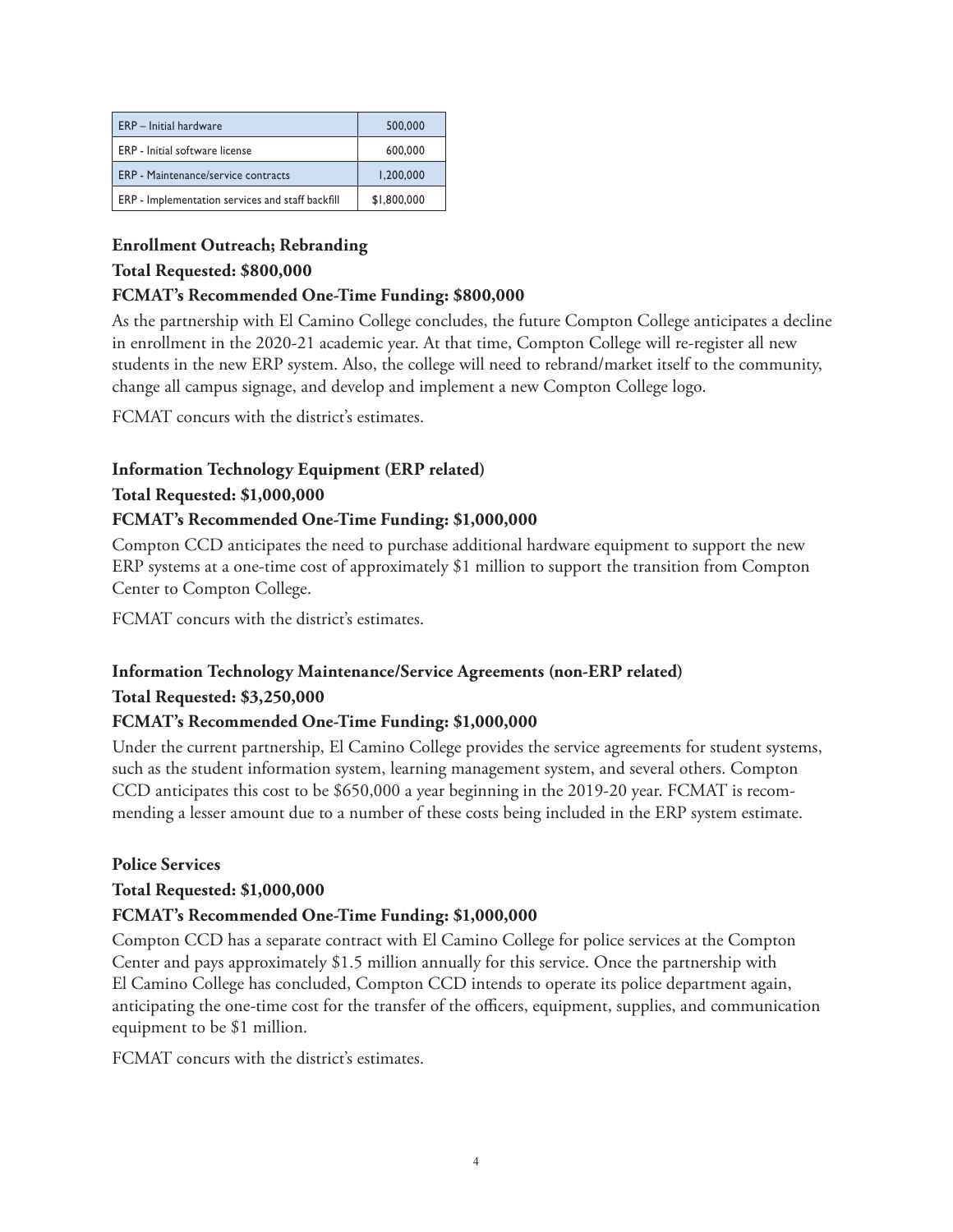| ERP – Initial hardware | 500,000 |
|---|---|
| ERP - Initial software license | 600,000 |
| ERP - Maintenance/service contracts | 1,200,000 |
| ERP - Implementation services and staff backfill | $1,800,000 |

**Enrollment Outreach; Rebranding**

**Total Requested: $800,000**

**FCMAT's Recommended One-Time Funding: $800,000**

As the partnership with El Camino College concludes, the future Compton College anticipates a decline in enrollment in the 2020-21 academic year. At that time, Compton College will re-register all new students in the new ERP system. Also, the college will need to rebrand/market itself to the community, change all campus signage, and develop and implement a new Compton College logo.

FCMAT concurs with the district's estimates.

**Information Technology Equipment (ERP related)**

**Total Requested: $1,000,000**

**FCMAT's Recommended One-Time Funding: $1,000,000**

Compton CCD anticipates the need to purchase additional hardware equipment to support the new ERP systems at a one-time cost of approximately $1 million to support the transition from Compton Center to Compton College.

FCMAT concurs with the district's estimates.

**Information Technology Maintenance/Service Agreements (non-ERP related)**

**Total Requested: $3,250,000**

**FCMAT's Recommended One-Time Funding: $1,000,000**

Under the current partnership, El Camino College provides the service agreements for student systems, such as the student information system, learning management system, and several others. Compton CCD anticipates this cost to be $650,000 a year beginning in the 2019-20 year. FCMAT is recommending a lesser amount due to a number of these costs being included in the ERP system estimate.

**Police Services**

**Total Requested: $1,000,000**

**FCMAT's Recommended One-Time Funding: $1,000,000**

Compton CCD has a separate contract with El Camino College for police services at the Compton Center and pays approximately $1.5 million annually for this service. Once the partnership with El Camino College has concluded, Compton CCD intends to operate its police department again, anticipating the one-time cost for the transfer of the officers, equipment, supplies, and communication equipment to be $1 million.

FCMAT concurs with the district's estimates.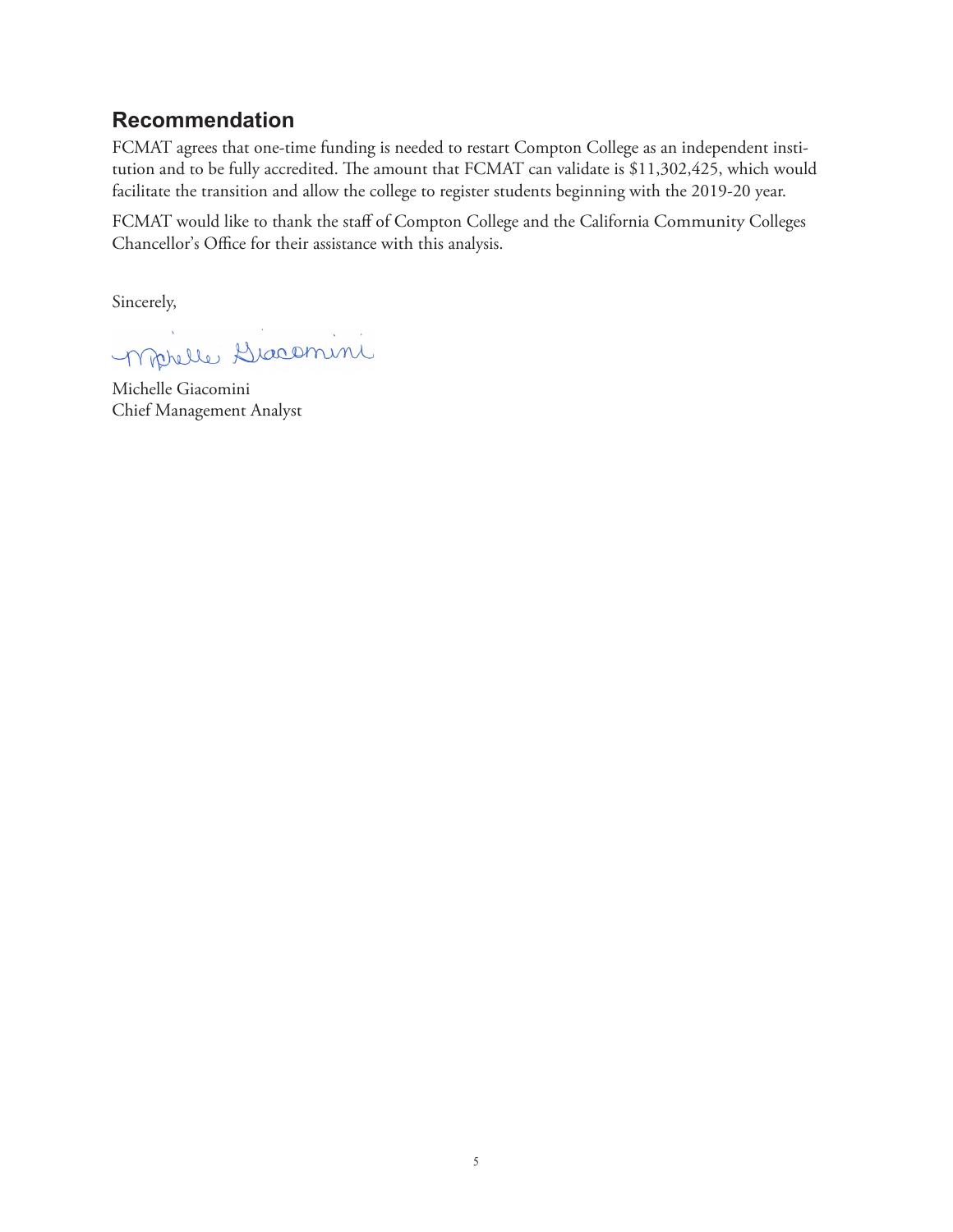## Recommendation

FCMAT agrees that one-time funding is needed to restart Compton College as an independent institution and to be fully accredited. The amount that FCMAT can validate is $11,302,425, which would facilitate the transition and allow the college to register students beginning with the 2019-20 year.

FCMAT would like to thank the staff of Compton College and the California Community Colleges Chancellor's Office for their assistance with this analysis.

Sincerely,

Michelle Giacomini
Chief Management Analyst